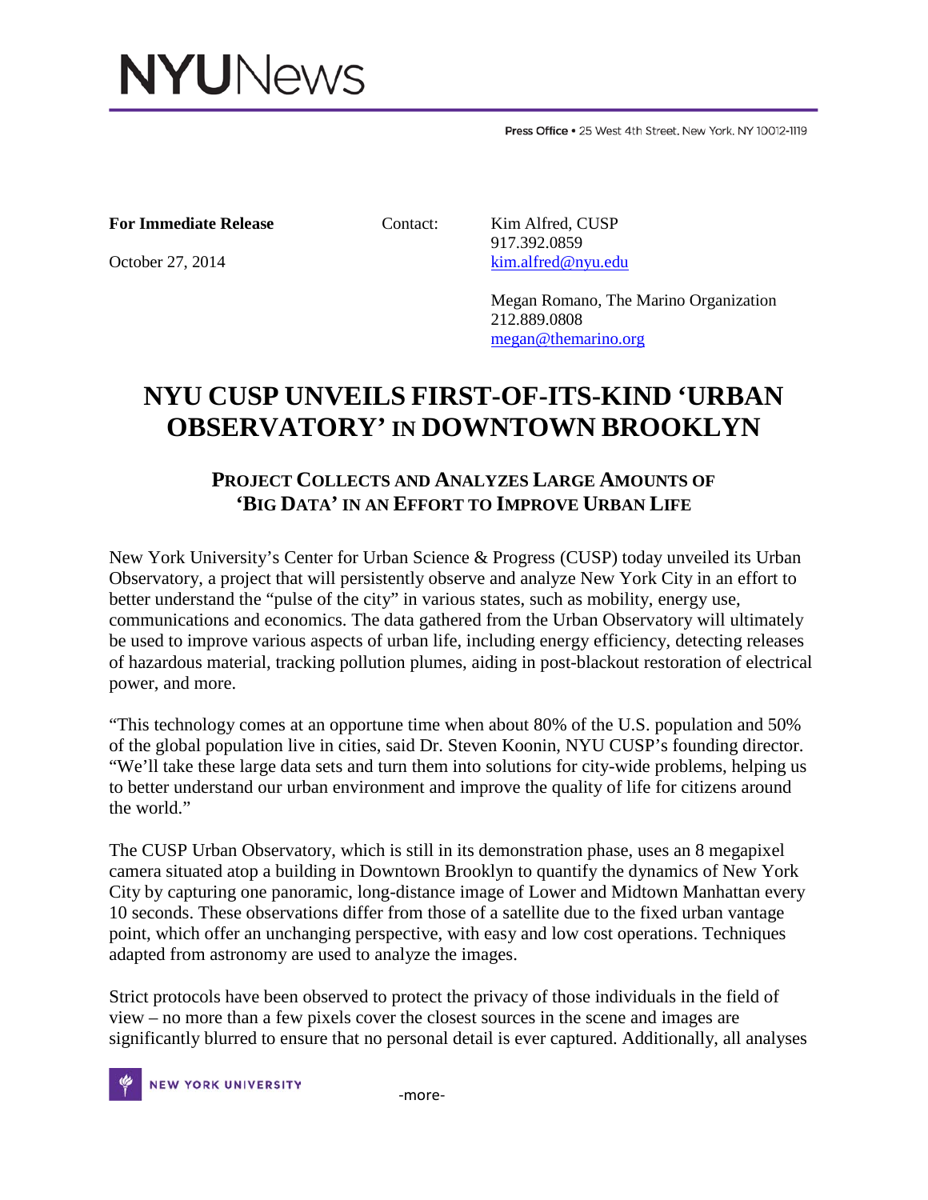# NYUNews

Press Office • 25 West 4th Street, New York, NY 10012-1119

**For Immediate Release**

October 27, 2014

Contact:

Kim Alfred, CUSP
917.392.0859
kim.alfred@nyu.edu

Megan Romano, The Marino Organization
212.889.0808
megan@themarino.org

# NYU CUSP UNVEILS FIRST-OF-ITS-KIND 'URBAN OBSERVATORY' IN DOWNTOWN BROOKLYN

## PROJECT COLLECTS AND ANALYZES LARGE AMOUNTS OF 'BIG DATA' IN AN EFFORT TO IMPROVE URBAN LIFE

New York University's Center for Urban Science & Progress (CUSP) today unveiled its Urban Observatory, a project that will persistently observe and analyze New York City in an effort to better understand the "pulse of the city" in various states, such as mobility, energy use, communications and economics. The data gathered from the Urban Observatory will ultimately be used to improve various aspects of urban life, including energy efficiency, detecting releases of hazardous material, tracking pollution plumes, aiding in post-blackout restoration of electrical power, and more.

"This technology comes at an opportune time when about 80% of the U.S. population and 50% of the global population live in cities, said Dr. Steven Koonin, NYU CUSP's founding director. "We'll take these large data sets and turn them into solutions for city-wide problems, helping us to better understand our urban environment and improve the quality of life for citizens around the world."

The CUSP Urban Observatory, which is still in its demonstration phase, uses an 8 megapixel camera situated atop a building in Downtown Brooklyn to quantify the dynamics of New York City by capturing one panoramic, long-distance image of Lower and Midtown Manhattan every 10 seconds. These observations differ from those of a satellite due to the fixed urban vantage point, which offer an unchanging perspective, with easy and low cost operations. Techniques adapted from astronomy are used to analyze the images.

Strict protocols have been observed to protect the privacy of those individuals in the field of view – no more than a few pixels cover the closest sources in the scene and images are significantly blurred to ensure that no personal detail is ever captured. Additionally, all analyses

-more-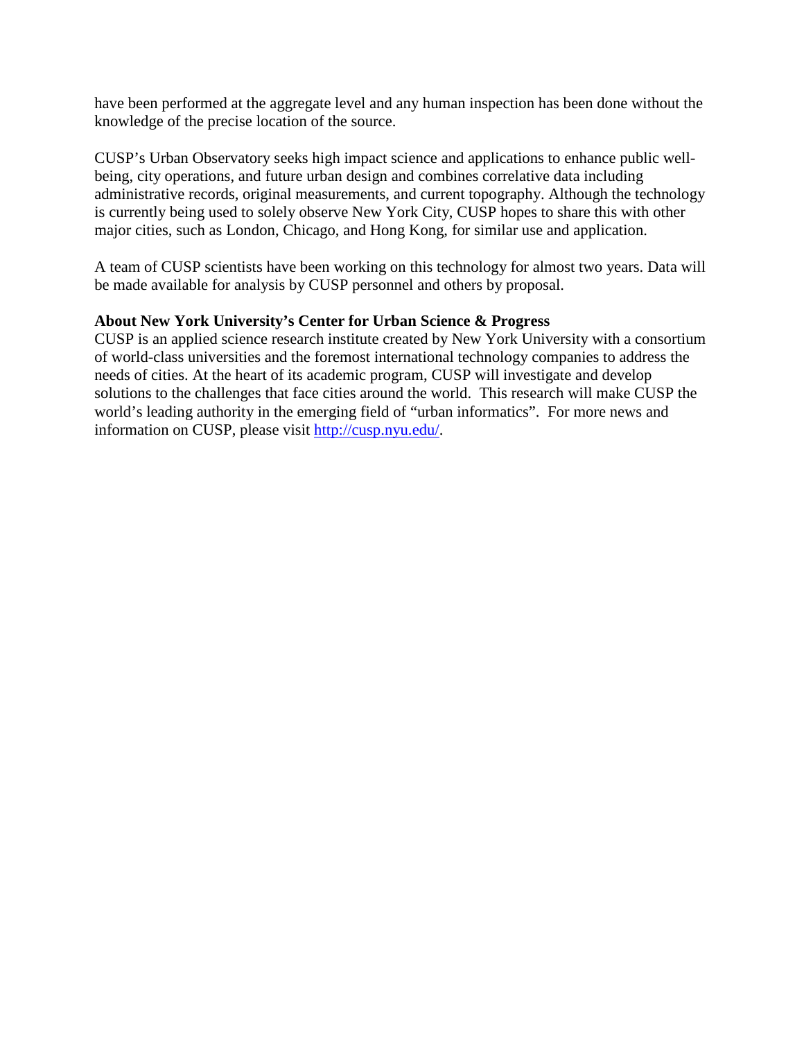have been performed at the aggregate level and any human inspection has been done without the knowledge of the precise location of the source.

CUSP's Urban Observatory seeks high impact science and applications to enhance public well-being, city operations, and future urban design and combines correlative data including administrative records, original measurements, and current topography. Although the technology is currently being used to solely observe New York City, CUSP hopes to share this with other major cities, such as London, Chicago, and Hong Kong, for similar use and application.

A team of CUSP scientists have been working on this technology for almost two years. Data will be made available for analysis by CUSP personnel and others by proposal.

**About New York University's Center for Urban Science & Progress**

CUSP is an applied science research institute created by New York University with a consortium of world-class universities and the foremost international technology companies to address the needs of cities. At the heart of its academic program, CUSP will investigate and develop solutions to the challenges that face cities around the world. This research will make CUSP the world's leading authority in the emerging field of "urban informatics". For more news and information on CUSP, please visit http://cusp.nyu.edu/.